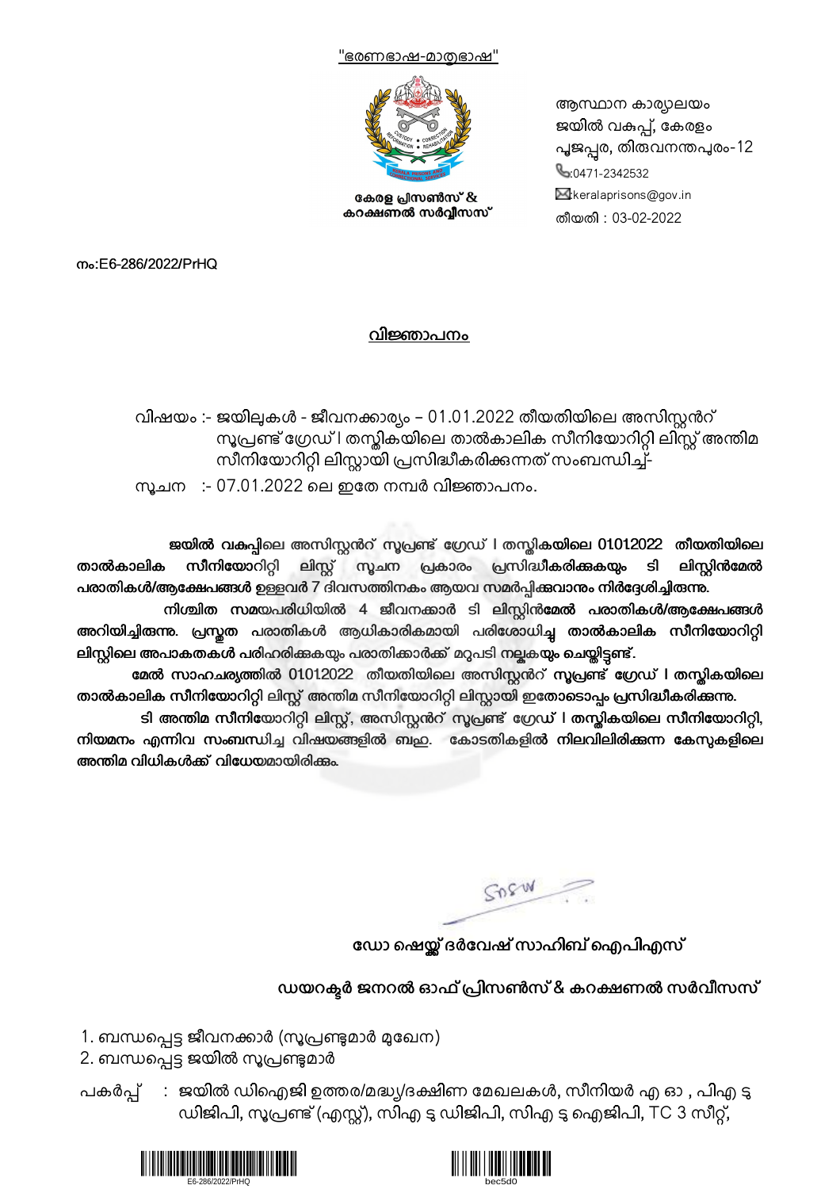"ഭരണഭാഷ-മാതൃഭാഷ"

കേരള പ്രിസൺസ് & കറക്ഷണൽ സർവ്വീസസ്

ആസ്ഥാന കാര്യാലയം
ജയിൽ വകുപ്പ്, കേരളം
പൂജപ്പുര, തിരുവനന്തപുരം-12
:0471-2342532
:keralaprisons@gov.in
തീയതി : 03-02-2022

നം:E6-286/2022/PrHQ

## വിജ്ഞാപനം

വിഷയം :- ജയിലുകൾ - ജീവനക്കാര്യം – 01.01.2022 തീയതിയിലെ അസിസ്റ്റൻറ് സൂപ്രണ്ട് ഗ്രേഡ് I തസ്തികയിലെ താൽകാലിക സീനിയോറിറ്റി ലിസ്റ്റ് അന്തിമ സീനിയോറിറ്റി ലിസ്റ്റായി പ്രസിദ്ധീകരിക്കുന്നത് സംബന്ധിച്ച്-

സൂചന :- 07.01.2022 ലെ ഇതേ നമ്പർ വിജ്ഞാപനം.

**ജയിൽ വകുപ്പിലെ** അസിസ്റ്റൻറ് സൂപ്രണ്ട് ഗ്രേഡ് I **തസ്തികയിലെ 01.01.2022 തീയതിയിലെ താൽകാലിക സീനിയോറിറ്റി** ലിസ്റ്റ് സൂചന പ്രകാരം **പ്രസിദ്ധീകരിക്കുകയും ടി ലിസ്റ്റിൻമേൽ പരാതികൾ/ആക്ഷേപങ്ങൾ** ഉള്ളവർ 7 ദിവസത്തിനകം ആയവ **സമർപ്പിക്കുവാനും നിർദ്ദേശിച്ചിരുന്നു.**

**നിശ്ചിത സമയപരിധിയിൽ** 4 ജീവനക്കാർ **ടി ലിസ്റ്റിൻമേൽ പരാതികൾ/ആക്ഷേപങ്ങൾ അറിയിച്ചിരുന്നു. പ്രസ്തുത** പരാതികൾ ആധികാരികമായി പരിശോധിച്ച **താൽകാലിക സീനിയോറിറ്റി ലിസ്റ്റിലെ അപാകതകൾ പരിഹരിക്കുകയും പരാതിക്കാർക്ക്** മറുപടി **നല്കുകയും ചെയ്തിട്ടുണ്ട്.**

**മേൽ സാഹചര്യത്തിൽ 01.01.2022 തീയതിയിലെ** അസിസ്റ്റൻറ് **സൂപ്രണ്ട് ഗ്രേഡ് I തസ്തികയിലെ താൽകാലിക സീനിയോറിറ്റി** ലിസ്റ്റ് അന്തിമ സീനിയോറിറ്റി ലിസ്റ്റായി **ഇതോടൊപ്പം പ്രസിദ്ധീകരിക്കുന്നു.**

**ടി അന്തിമ സീനിയോറിറ്റി ലിസ്റ്റ്,** അസിസ്റ്റൻറ് **സൂപ്രണ്ട് ഗ്രേഡ് I തസ്തികയിലെ സീനിയോറിറ്റി, നിയമനം എന്നിവ സംബന്ധിച്ച വിഷയങ്ങളിൽ ബഹു. കോടതികളിൽ നിലവിലിരിക്കുന്ന കേസുകളിലെ അന്തിമ വിധികൾക്ക് വിധേയമായിരിക്കും.**

**ഡോ ഷെയ്ക്ക് ദർവേഷ് സാഹിബ് ഐപിഎസ്**

**ഡയറക്ടർ ജനറൽ ഓഫ് പ്രിസൺസ് & കറക്ഷണൽ സർവീസസ്**

1. ബന്ധപ്പെട്ട ജീവനക്കാർ (സൂപ്രണ്ടുമാർ മുഖേന)
2. ബന്ധപ്പെട്ട ജയിൽ സൂപ്രണ്ടുമാർ

പകർപ്പ് : ജയിൽ ഡിഐജി ഉത്തര/മദ്ധ്യ/ദക്ഷിണ മേഖലകൾ, സീനിയർ എ ഓ , പിഎ ടു ഡിജിപി, സൂപ്രണ്ട് (എസ്റ്റ്), സിഎ ടു ഡിജിപി, സിഎ ടു ഐജിപി, TC 3 സീറ്റ്,

E6-286/2022/PrHQ

bec5d0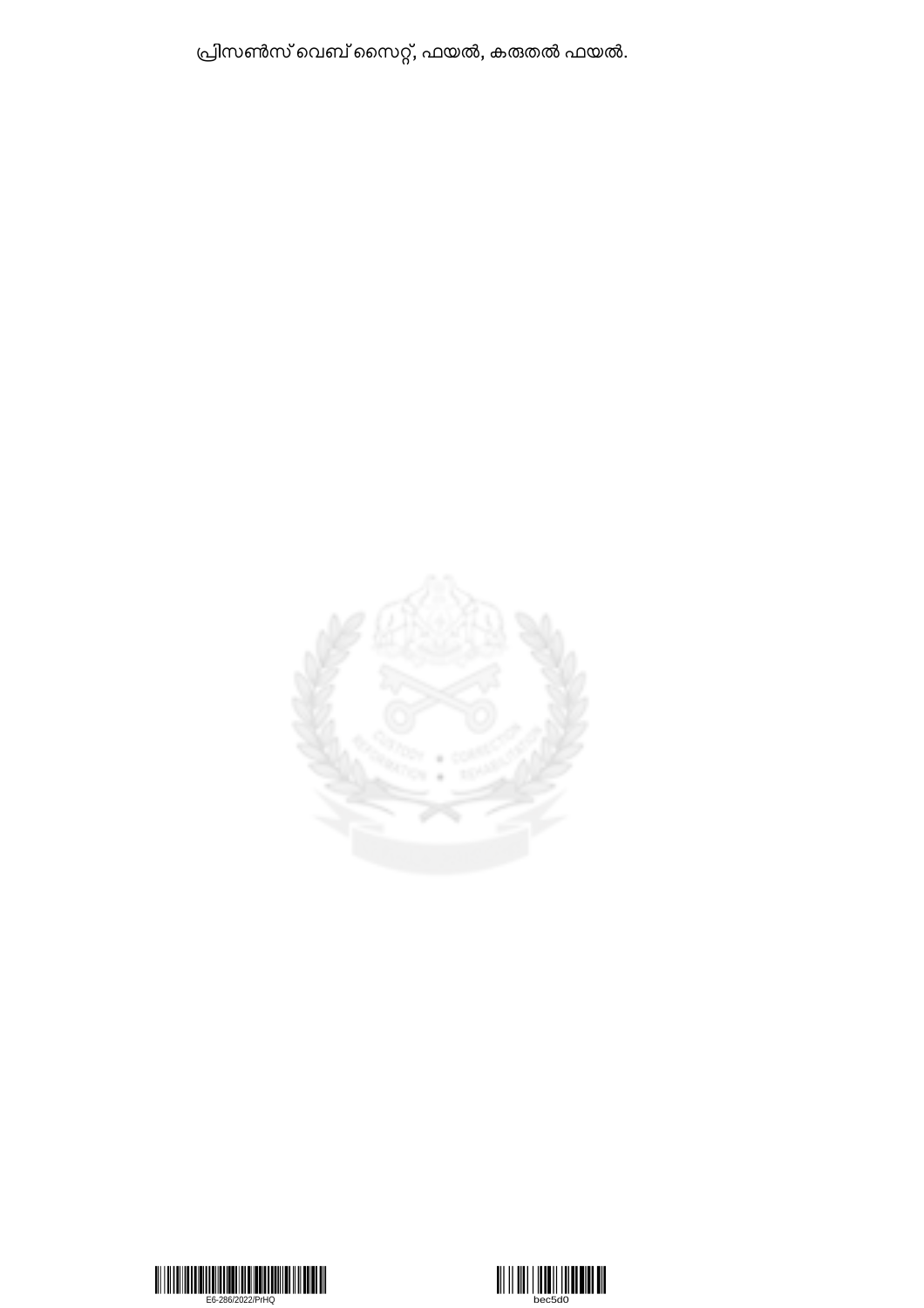പ്രിസൺസ് വെബ് സൈറ്റ്, ഫയൽ, കരുതൽ ഫയൽ.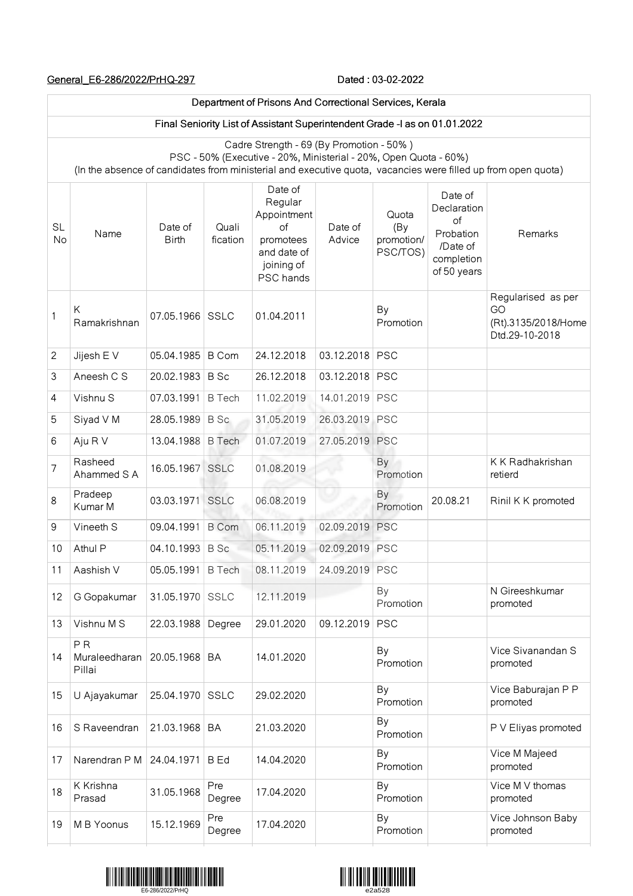General_E6-286/2022/PrHQ-297 Dated : 03-02-2022

| Department of Prisons And Correctional Services, Kerala | | | | | | | | |
|---|---|---|---|---|---|---|---|---|
| Final Seniority List of Assistant Superintendent Grade -I as on 01.01.2022 | | | | | | | | |
| Cadre Strength - 69 (By Promotion - 50% ) PSC - 50% (Executive - 20%, Ministerial - 20%, Open Quota - 60%) (In the absence of candidates from ministerial and executive quota, vacancies were filled up from open quota) | | | | | | | | |
| SL No | Name | Date of Birth | Quali fication | Date of Regular Appointment of promotees and date of joining of PSC hands | Date of Advice | Quota (By promotion/ PSC/TOS) | Date of Declaration of Probation /Date of completion of 50 years | Remarks |
| 1 | K Ramakrishnan | 07.05.1966 | SSLC | 01.04.2011 | | By Promotion | | Regularised as per GO (Rt).3135/2018/Home Dtd.29-10-2018 |
| 2 | Jijesh E V | 05.04.1985 | B Com | 24.12.2018 | 03.12.2018 | PSC | | |
| 3 | Aneesh C S | 20.02.1983 | B Sc | 26.12.2018 | 03.12.2018 | PSC | | |
| 4 | Vishnu S | 07.03.1991 | B Tech | 11.02.2019 | 14.01.2019 | PSC | | |
| 5 | Siyad V M | 28.05.1989 | B Sc | 31.05.2019 | 26.03.2019 | PSC | | |
| 6 | Aju R V | 13.04.1988 | B Tech | 01.07.2019 | 27.05.2019 | PSC | | |
| 7 | Rasheed Ahammed S A | 16.05.1967 | SSLC | 01.08.2019 | | By Promotion | | K K Radhakrishan retierd |
| 8 | Pradeep Kumar M | 03.03.1971 | SSLC | 06.08.2019 | | By Promotion | 20.08.21 | Rinil K K promoted |
| 9 | Vineeth S | 09.04.1991 | B Com | 06.11.2019 | 02.09.2019 | PSC | | |
| 10 | Athul P | 04.10.1993 | B Sc | 05.11.2019 | 02.09.2019 | PSC | | |
| 11 | Aashish V | 05.05.1991 | B Tech | 08.11.2019 | 24.09.2019 | PSC | | |
| 12 | G Gopakumar | 31.05.1970 | SSLC | 12.11.2019 | | By Promotion | | N Gireeshkumar promoted |
| 13 | Vishnu M S | 22.03.1988 | Degree | 29.01.2020 | 09.12.2019 | PSC | | |
| 14 | P R Muraleedharan Pillai | 20.05.1968 | BA | 14.01.2020 | | By Promotion | | Vice Sivanandan S promoted |
| 15 | U Ajayakumar | 25.04.1970 | SSLC | 29.02.2020 | | By Promotion | | Vice Baburajan P P promoted |
| 16 | S Raveendran | 21.03.1968 | BA | 21.03.2020 | | By Promotion | | P V Eliyas promoted |
| 17 | Narendran P M | 24.04.1971 | B Ed | 14.04.2020 | | By Promotion | | Vice M Majeed promoted |
| 18 | K Krishna Prasad | 31.05.1968 | Pre Degree | 17.04.2020 | | By Promotion | | Vice M V thomas promoted |
| 19 | M B Yoonus | 15.12.1969 | Pre Degree | 17.04.2020 | | By Promotion | | Vice Johnson Baby promoted |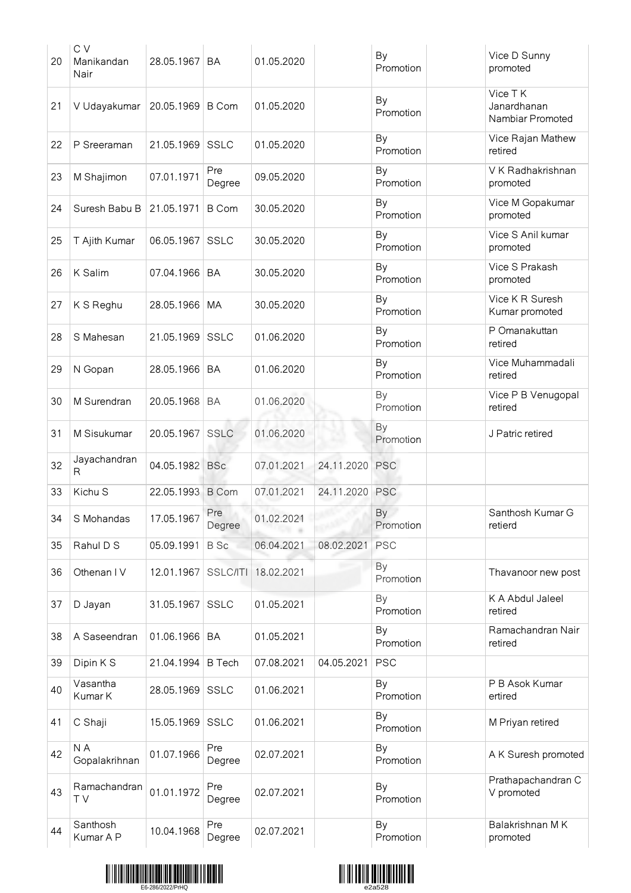| | | | | | | | | |
|---|---|---|---|---|---|---|---|---|
| 20 | C V Manikandan Nair | 28.05.1967 | BA | 01.05.2020 | | By Promotion | | Vice D Sunny promoted |
| 21 | V Udayakumar | 20.05.1969 | B Com | 01.05.2020 | | By Promotion | | Vice T K Janardhanan Nambiar Promoted |
| 22 | P Sreeraman | 21.05.1969 | SSLC | 01.05.2020 | | By Promotion | | Vice Rajan Mathew retired |
| 23 | M Shajimon | 07.01.1971 | Pre Degree | 09.05.2020 | | By Promotion | | V K Radhakrishnan promoted |
| 24 | Suresh Babu B | 21.05.1971 | B Com | 30.05.2020 | | By Promotion | | Vice M Gopakumar promoted |
| 25 | T Ajith Kumar | 06.05.1967 | SSLC | 30.05.2020 | | By Promotion | | Vice S Anil kumar promoted |
| 26 | K Salim | 07.04.1966 | BA | 30.05.2020 | | By Promotion | | Vice S Prakash promoted |
| 27 | K S Reghu | 28.05.1966 | MA | 30.05.2020 | | By Promotion | | Vice K R Suresh Kumar promoted |
| 28 | S Mahesan | 21.05.1969 | SSLC | 01.06.2020 | | By Promotion | | P Omanakuttan retired |
| 29 | N Gopan | 28.05.1966 | BA | 01.06.2020 | | By Promotion | | Vice Muhammadali retired |
| 30 | M Surendran | 20.05.1968 | BA | 01.06.2020 | | By Promotion | | Vice P B Venugopal retired |
| 31 | M Sisukumar | 20.05.1967 | SSLC | 01.06.2020 | | By Promotion | | J Patric retired |
| 32 | Jayachandran R | 04.05.1982 | BSc | 07.01.2021 | 24.11.2020 | PSC | | |
| 33 | Kichu S | 22.05.1993 | B Com | 07.01.2021 | 24.11.2020 | PSC | | |
| 34 | S Mohandas | 17.05.1967 | Pre Degree | 01.02.2021 | | By Promotion | | Santhosh Kumar G retierd |
| 35 | Rahul D S | 05.09.1991 | B Sc | 06.04.2021 | 08.02.2021 | PSC | | |
| 36 | Othenan I V | 12.01.1967 | SSLC/ITI | 18.02.2021 | | By Promotion | | Thavanoor new post |
| 37 | D Jayan | 31.05.1967 | SSLC | 01.05.2021 | | By Promotion | | K A Abdul Jaleel retired |
| 38 | A Saseendran | 01.06.1966 | BA | 01.05.2021 | | By Promotion | | Ramachandran Nair retired |
| 39 | Dipin K S | 21.04.1994 | B Tech | 07.08.2021 | 04.05.2021 | PSC | | |
| 40 | Vasantha Kumar K | 28.05.1969 | SSLC | 01.06.2021 | | By Promotion | | P B Asok Kumar ertired |
| 41 | C Shaji | 15.05.1969 | SSLC | 01.06.2021 | | By Promotion | | M Priyan retired |
| 42 | N A Gopalakrihnan | 01.07.1966 | Pre Degree | 02.07.2021 | | By Promotion | | A K Suresh promoted |
| 43 | Ramachandran T V | 01.01.1972 | Pre Degree | 02.07.2021 | | By Promotion | | Prathapachandran C V promoted |
| 44 | Santhosh Kumar A P | 10.04.1968 | Pre Degree | 02.07.2021 | | By Promotion | | Balakrishnan M K promoted |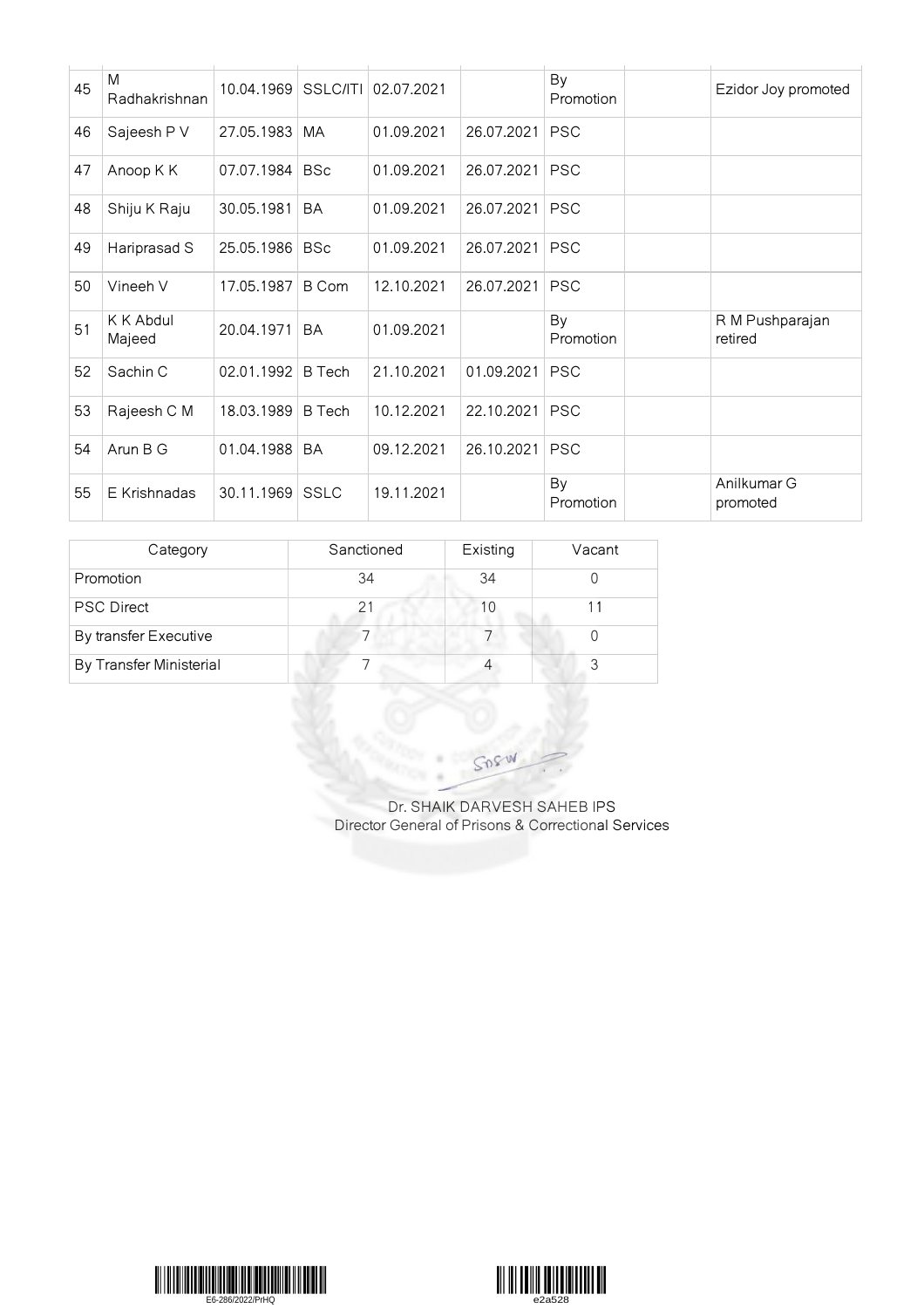| | | | | | | | | |
|---|---|---|---|---|---|---|---|---|
| 45 | M Radhakrishnan | 10.04.1969 | SSLC/ITI | 02.07.2021 | | By Promotion | | Ezidor Joy promoted |
| 46 | Sajeesh P V | 27.05.1983 | MA | 01.09.2021 | 26.07.2021 | PSC | | |
| 47 | Anoop K K | 07.07.1984 | BSc | 01.09.2021 | 26.07.2021 | PSC | | |
| 48 | Shiju K Raju | 30.05.1981 | BA | 01.09.2021 | 26.07.2021 | PSC | | |
| 49 | Hariprasad S | 25.05.1986 | BSc | 01.09.2021 | 26.07.2021 | PSC | | |
| 50 | Vineeh V | 17.05.1987 | B Com | 12.10.2021 | 26.07.2021 | PSC | | |
| 51 | K K Abdul Majeed | 20.04.1971 | BA | 01.09.2021 | | By Promotion | | R M Pushparajan retired |
| 52 | Sachin C | 02.01.1992 | B Tech | 21.10.2021 | 01.09.2021 | PSC | | |
| 53 | Rajeesh C M | 18.03.1989 | B Tech | 10.12.2021 | 22.10.2021 | PSC | | |
| 54 | Arun B G | 01.04.1988 | BA | 09.12.2021 | 26.10.2021 | PSC | | |
| 55 | E Krishnadas | 30.11.1969 | SSLC | 19.11.2021 | | By Promotion | | Anilkumar G promoted |

| Category | Sanctioned | Existing | Vacant |
|---|---|---|---|
| Promotion | 34 | 34 | 0 |
| PSC Direct | 21 | 10 | 11 |
| By transfer Executive | 7 | 7 | 0 |
| By Transfer Ministerial | 7 | 4 | 3 |

Dr. SHAIK DARVESH SAHEB IPS
Director General of Prisons & Correctional Services

E6-286/2022/PrHQ

e2a528